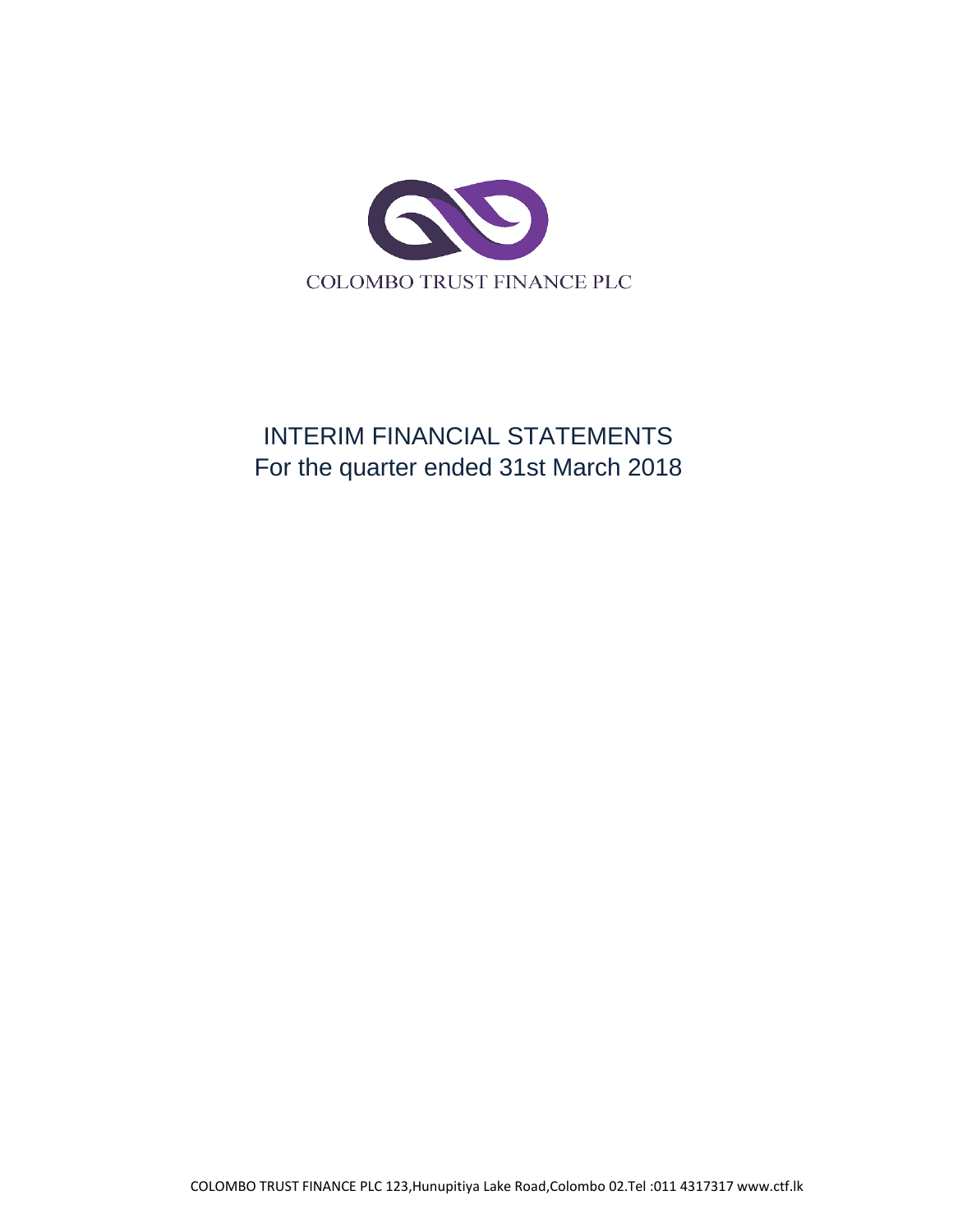COLOMBO TRUST FINANCE PLC

# INTERIM FINANCIAL STATEMENTS

For the quarter ended 31st March 2018

COLOMBO TRUST FINANCE PLC 123,Hunupitiya Lake Road,Colombo 02.Tel :011 4317317 www.ctf.lk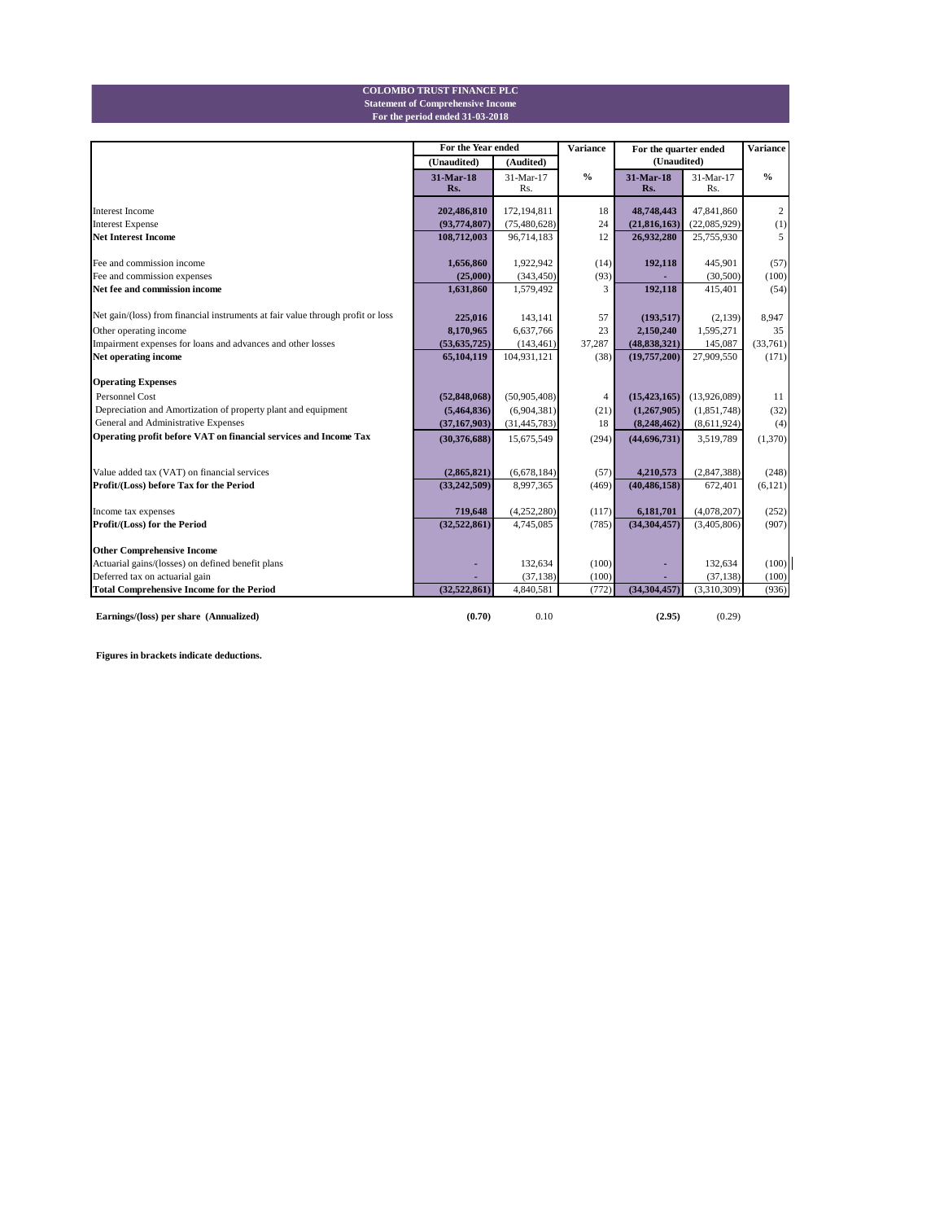**COLOMBO TRUST FINANCE PLC**
**Statement of Comprehensive Income**
**For the period ended 31-03-2018**

| | For the Year ended | | Variance | For the quarter ended | | Variance |
|---|---|---|---|---|---|---|
| | (Unaudited) | (Audited) | | (Unaudited) | | |
| | 31-Mar-18 Rs. | 31-Mar-17 Rs. | % | 31-Mar-18 Rs. | 31-Mar-17 Rs. | % |
| Interest Income | 202,486,810 | 172,194,811 | 18 | 48,748,443 | 47,841,860 | 2 |
| Interest Expense | (93,774,807) | (75,480,628) | 24 | (21,816,163) | (22,085,929) | (1) |
| **Net Interest Income** | 108,712,003 | 96,714,183 | 12 | 26,932,280 | 25,755,930 | 5 |
| Fee and commission income | 1,656,860 | 1,922,942 | (14) | 192,118 | 445,901 | (57) |
| Fee and commission expenses | (25,000) | (343,450) | (93) | - | (30,500) | (100) |
| **Net fee and commission income** | 1,631,860 | 1,579,492 | 3 | 192,118 | 415,401 | (54) |
| Net gain/(loss) from financial instruments at fair value through profit or loss | 225,016 | 143,141 | 57 | (193,517) | (2,139) | 8,947 |
| Other operating income | 8,170,965 | 6,637,766 | 23 | 2,150,240 | 1,595,271 | 35 |
| Impairment expenses for loans and advances and other losses | (53,635,725) | (143,461) | 37,287 | (48,838,321) | 145,087 | (33,761) |
| **Net operating income** | 65,104,119 | 104,931,121 | (38) | (19,757,200) | 27,909,550 | (171) |
| **Operating Expenses** | | | | | | |
| Personnel Cost | (52,848,068) | (50,905,408) | 4 | (15,423,165) | (13,926,089) | 11 |
| Depreciation and Amortization of property plant and equipment | (5,464,836) | (6,904,381) | (21) | (1,267,905) | (1,851,748) | (32) |
| General and Administrative Expenses | (37,167,903) | (31,445,783) | 18 | (8,248,462) | (8,611,924) | (4) |
| **Operating profit before VAT on financial services and Income Tax** | (30,376,688) | 15,675,549 | (294) | (44,696,731) | 3,519,789 | (1,370) |
| Value added tax (VAT) on financial services | (2,865,821) | (6,678,184) | (57) | 4,210,573 | (2,847,388) | (248) |
| **Profit/(Loss) before Tax for the Period** | (33,242,509) | 8,997,365 | (469) | (40,486,158) | 672,401 | (6,121) |
| Income tax expenses | 719,648 | (4,252,280) | (117) | 6,181,701 | (4,078,207) | (252) |
| **Profit/(Loss) for the Period** | (32,522,861) | 4,745,085 | (785) | (34,304,457) | (3,405,806) | (907) |
| **Other Comprehensive Income** | | | | | | |
| Actuarial gains/(losses) on defined benefit plans | - | 132,634 | (100) | - | 132,634 | (100) |
| Deferred tax on actuarial gain | - | (37,138) | (100) | - | (37,138) | (100) |
| **Total Comprehensive Income for the Period** | (32,522,861) | 4,840,581 | (772) | (34,304,457) | (3,310,309) | (936) |
| **Earnings/(loss) per share (Annualized)** | (0.70) | 0.10 | | (2.95) | (0.29) | |

**Figures in brackets indicate deductions.**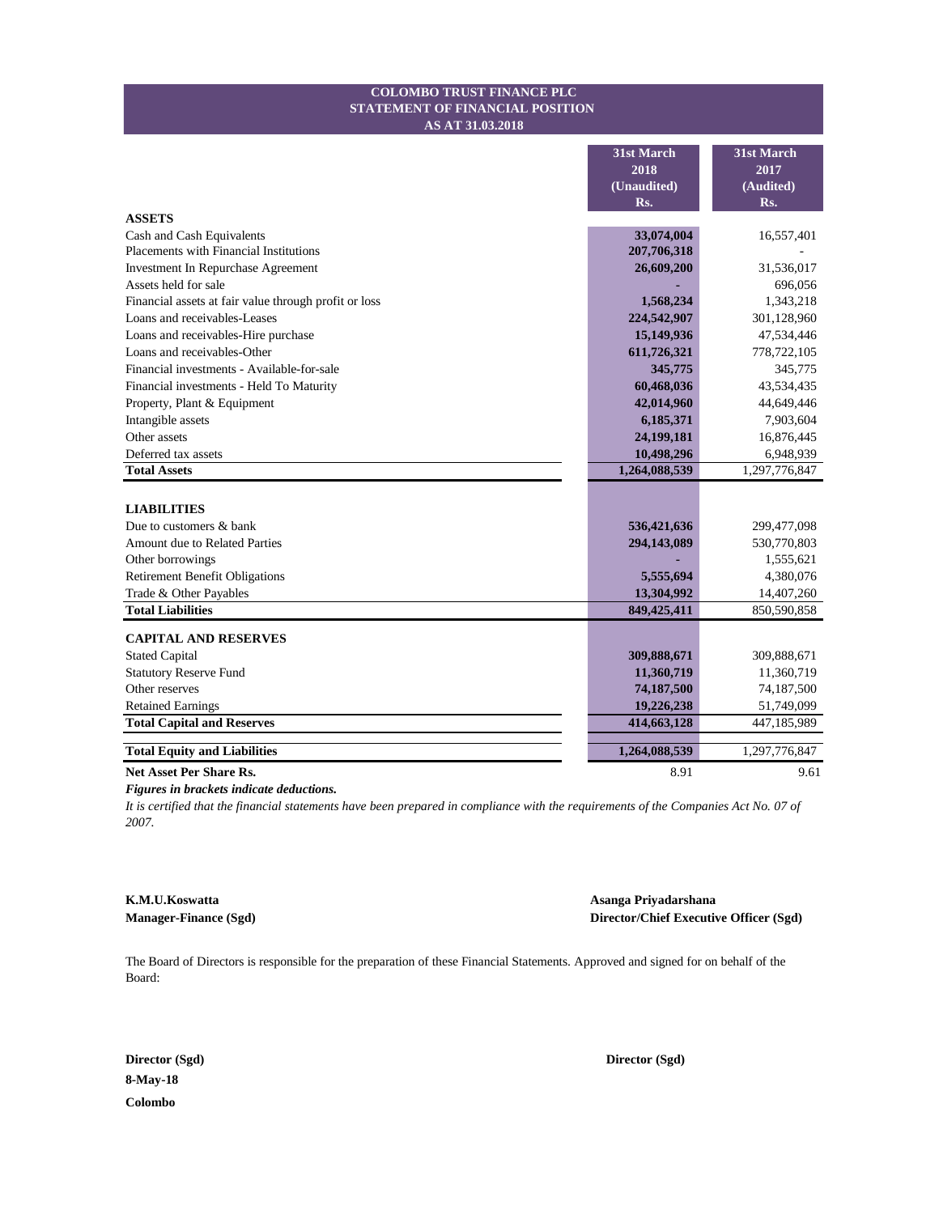# COLOMBO TRUST FINANCE PLC
## STATEMENT OF FINANCIAL POSITION
### AS AT 31.03.2018

| | 31st March 2018 (Unaudited) Rs. | 31st March 2017 (Audited) Rs. |
|---|---|---|
| **ASSETS** | | |
| Cash and Cash Equivalents | **33,074,004** | 16,557,401 |
| Placements with Financial Institutions | **207,706,318** | - |
| Investment In Repurchase Agreement | **26,609,200** | 31,536,017 |
| Assets held for sale | **-** | 696,056 |
| Financial assets at fair value through profit or loss | **1,568,234** | 1,343,218 |
| Loans and receivables-Leases | **224,542,907** | 301,128,960 |
| Loans and receivables-Hire purchase | **15,149,936** | 47,534,446 |
| Loans and receivables-Other | **611,726,321** | 778,722,105 |
| Financial investments - Available-for-sale | **345,775** | 345,775 |
| Financial investments - Held To Maturity | **60,468,036** | 43,534,435 |
| Property, Plant & Equipment | **42,014,960** | 44,649,446 |
| Intangible assets | **6,185,371** | 7,903,604 |
| Other assets | **24,199,181** | 16,876,445 |
| Deferred tax assets | **10,498,296** | 6,948,939 |
| **Total Assets** | **1,264,088,539** | 1,297,776,847 |
| | | |
| **LIABILITIES** | | |
| Due to customers & bank | **536,421,636** | 299,477,098 |
| Amount due to Related Parties | **294,143,089** | 530,770,803 |
| Other borrowings | **-** | 1,555,621 |
| Retirement Benefit Obligations | **5,555,694** | 4,380,076 |
| Trade & Other Payables | **13,304,992** | 14,407,260 |
| **Total Liabilities** | **849,425,411** | 850,590,858 |
| | | |
| **CAPITAL AND RESERVES** | | |
| Stated Capital | **309,888,671** | 309,888,671 |
| Statutory Reserve Fund | **11,360,719** | 11,360,719 |
| Other reserves | **74,187,500** | 74,187,500 |
| Retained Earnings | **19,226,238** | 51,749,099 |
| **Total Capital and Reserves** | **414,663,128** | 447,185,989 |
| | | |
| **Total Equity and Liabilities** | **1,264,088,539** | 1,297,776,847 |
| **Net Asset Per Share Rs.** | 8.91 | 9.61 |

***Figures in brackets indicate deductions.***

*It is certified that the financial statements have been prepared in compliance with the requirements of the Companies Act No. 07 of 2007.*

**K.M.U.Koswatta**
**Manager-Finance (Sgd)**

**Asanga Priyadarshana**
**Director/Chief Executive Officer (Sgd)**

The Board of Directors is responsible for the preparation of these Financial Statements. Approved and signed for on behalf of the Board:

**Director (Sgd)**

**Director (Sgd)**

**8-May-18**

**Colombo**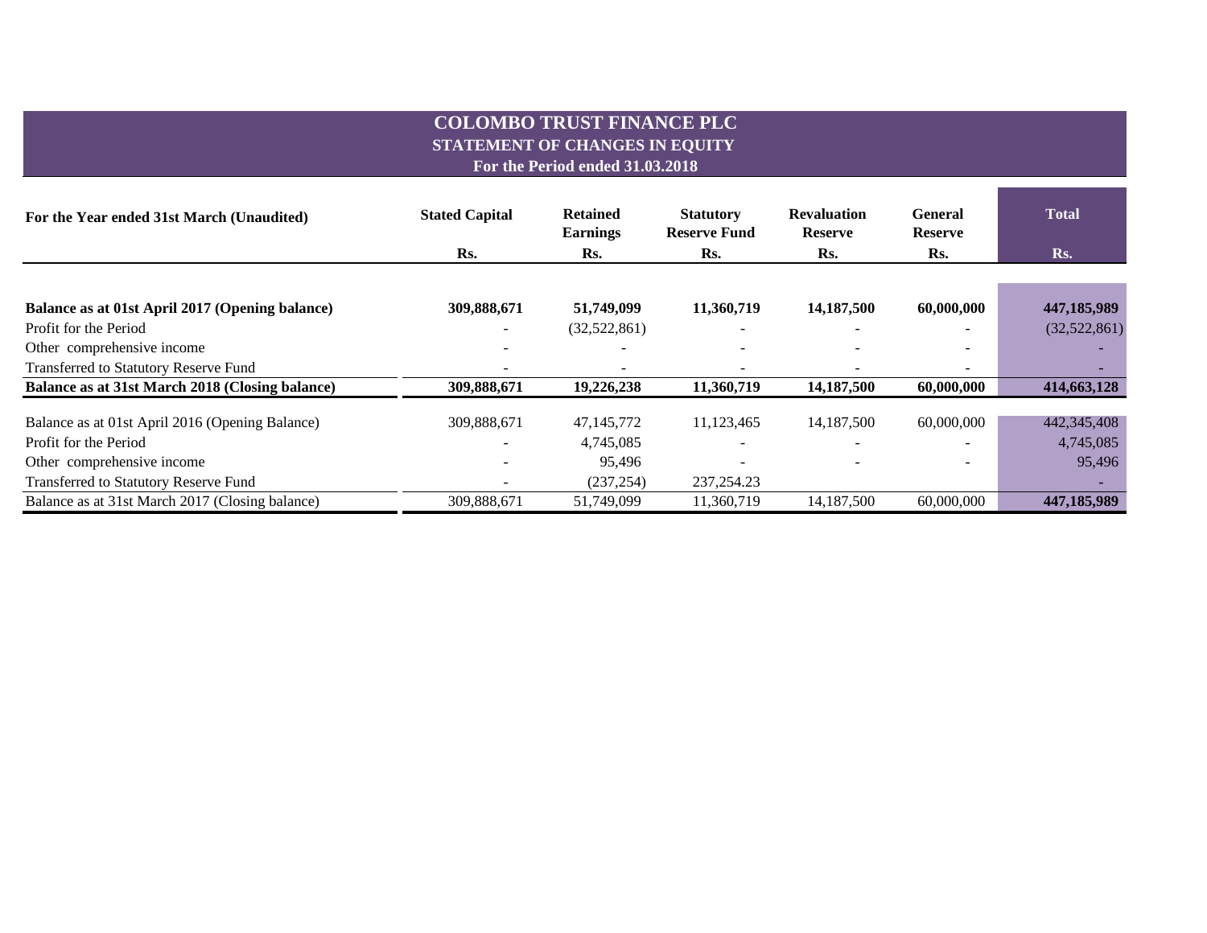# COLOMBO TRUST FINANCE PLC

## STATEMENT OF CHANGES IN EQUITY

### For the Period ended 31.03.2018

| For the Year ended 31st March (Unaudited) | Stated Capital | Retained Earnings | Statutory Reserve Fund | Revaluation Reserve | General Reserve | Total |
|---|---|---|---|---|---|---|
| | Rs. | Rs. | Rs. | Rs. | Rs. | Rs. |
| **Balance as at 01st April 2017 (Opening balance)** | **309,888,671** | **51,749,099** | **11,360,719** | **14,187,500** | **60,000,000** | **447,185,989** |
| Profit for the Period | - | (32,522,861) | - | - | - | (32,522,861) |
| Other comprehensive income | - | - | - | - | - | - |
| Transferred to Statutory Reserve Fund | - | - | - | - | - | - |
| **Balance as at 31st March 2018 (Closing balance)** | **309,888,671** | **19,226,238** | **11,360,719** | **14,187,500** | **60,000,000** | **414,663,128** |
| Balance as at 01st April 2016 (Opening Balance) | 309,888,671 | 47,145,772 | 11,123,465 | 14,187,500 | 60,000,000 | 442,345,408 |
| Profit for the Period | - | 4,745,085 | - | - | - | 4,745,085 |
| Other comprehensive income | - | 95,496 | - | - | - | 95,496 |
| Transferred to Statutory Reserve Fund | - | (237,254) | 237,254.23 | | | - |
| Balance as at 31st March 2017 (Closing balance) | 309,888,671 | 51,749,099 | 11,360,719 | 14,187,500 | 60,000,000 | **447,185,989** |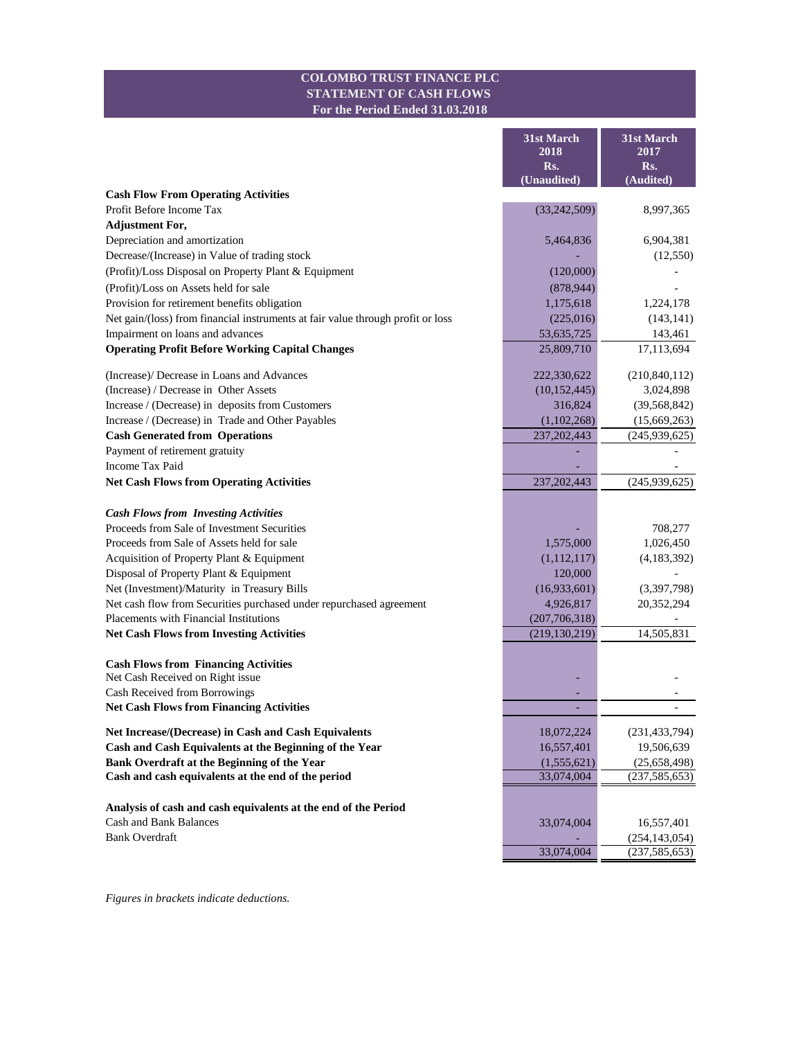# COLOMBO TRUST FINANCE PLC
## STATEMENT OF CASH FLOWS
### For the Period Ended 31.03.2018

| | 31st March 2018 Rs. (Unaudited) | 31st March 2017 Rs. (Audited) |
|---|---|---|
| **Cash Flow From Operating Activities** | | |
| Profit Before Income Tax | (33,242,509) | 8,997,365 |
| **Adjustment For,** | | |
| Depreciation and amortization | 5,464,836 | 6,904,381 |
| Decrease/(Increase) in Value of trading stock | - | (12,550) |
| (Profit)/Loss Disposal on Property Plant & Equipment | (120,000) | - |
| (Profit)/Loss on Assets held for sale | (878,944) | - |
| Provision for retirement benefits obligation | 1,175,618 | 1,224,178 |
| Net gain/(loss) from financial instruments at fair value through profit or loss | (225,016) | (143,141) |
| Impairment on loans and advances | 53,635,725 | 143,461 |
| **Operating Profit Before Working Capital Changes** | 25,809,710 | 17,113,694 |
| (Increase)/ Decrease in Loans and Advances | 222,330,622 | (210,840,112) |
| (Increase) / Decrease in Other Assets | (10,152,445) | 3,024,898 |
| Increase / (Decrease) in deposits from Customers | 316,824 | (39,568,842) |
| Increase / (Decrease) in Trade and Other Payables | (1,102,268) | (15,669,263) |
| **Cash Generated from Operations** | 237,202,443 | (245,939,625) |
| Payment of retirement gratuity | - | - |
| Income Tax Paid | - | - |
| **Net Cash Flows from Operating Activities** | 237,202,443 | (245,939,625) |
| ***Cash Flows from Investing Activities*** | | |
| Proceeds from Sale of Investment Securities | - | 708,277 |
| Proceeds from Sale of Assets held for sale | 1,575,000 | 1,026,450 |
| Acquisition of Property Plant & Equipment | (1,112,117) | (4,183,392) |
| Disposal of Property Plant & Equipment | 120,000 | - |
| Net (Investment)/Maturity in Treasury Bills | (16,933,601) | (3,397,798) |
| Net cash flow from Securities purchased under repurchased agreement | 4,926,817 | 20,352,294 |
| Placements with Financial Institutions | (207,706,318) | - |
| **Net Cash Flows from Investing Activities** | (219,130,219) | 14,505,831 |
| **Cash Flows from Financing Activities** | | |
| Net Cash Received on Right issue | - | - |
| Cash Received from Borrowings | - | - |
| **Net Cash Flows from Financing Activities** | - | - |
| **Net Increase/(Decrease) in Cash and Cash Equivalents** | 18,072,224 | (231,433,794) |
| **Cash and Cash Equivalents at the Beginning of the Year** | 16,557,401 | 19,506,639 |
| **Bank Overdraft at the Beginning of the Year** | (1,555,621) | (25,658,498) |
| **Cash and cash equivalents at the end of the period** | 33,074,004 | (237,585,653) |
| **Analysis of cash and cash equivalents at the end of the Period** | | |
| Cash and Bank Balances | 33,074,004 | 16,557,401 |
| Bank Overdraft | - | (254,143,054) |
| | 33,074,004 | (237,585,653) |

*Figures in brackets indicate deductions.*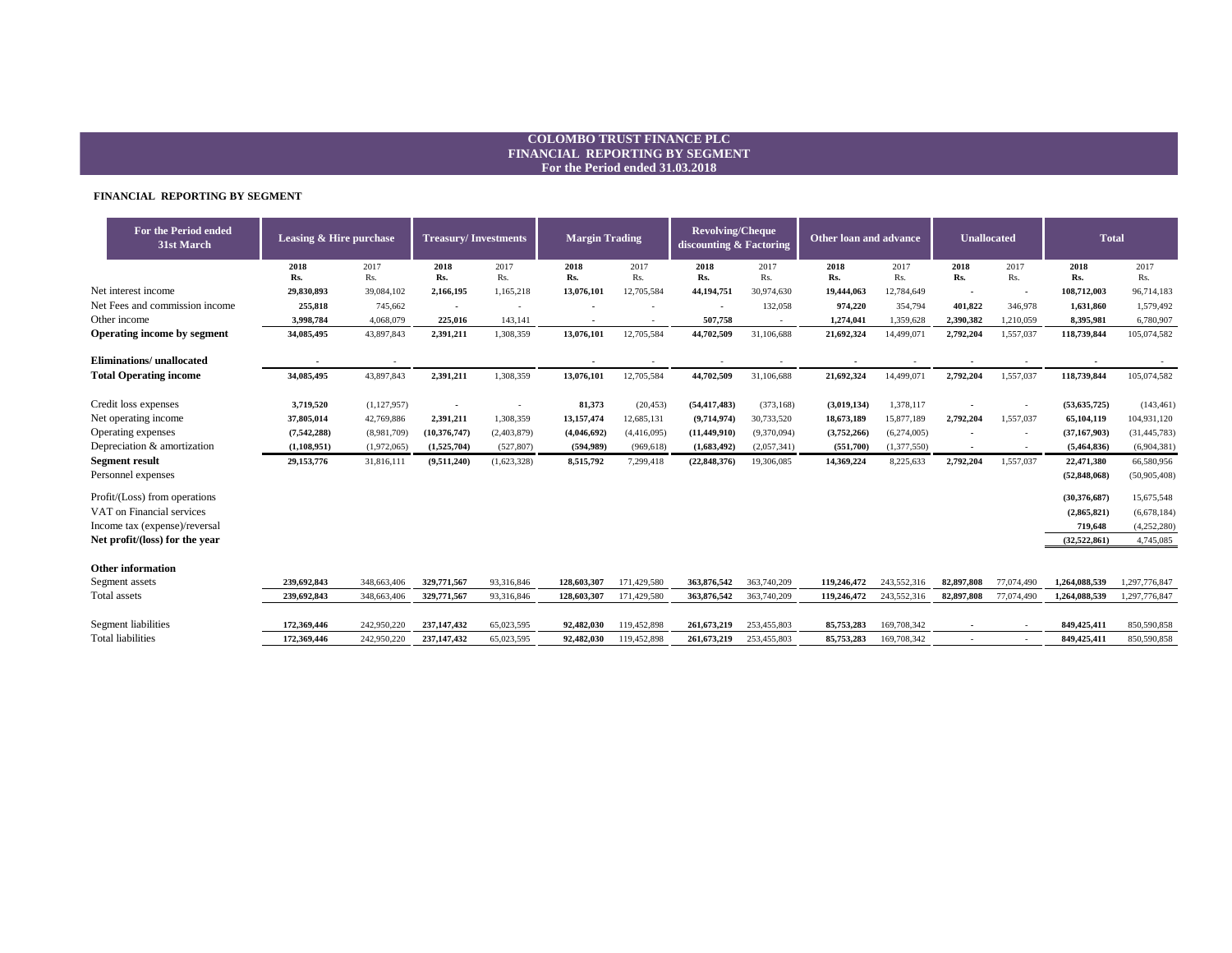# COLOMBO TRUST FINANCE PLC
## FINANCIAL REPORTING BY SEGMENT
### For the Period ended 31.03.2018

**FINANCIAL REPORTING BY SEGMENT**

| For the Period ended 31st March | Leasing & Hire purchase | | Treasury/ Investments | | Margin Trading | | Revolving/Cheque discounting & Factoring | | Other loan and advance | | Unallocated | | Total | |
|---|---|---|---|---|---|---|---|---|---|---|---|---|---|---|
| | **2018 Rs.** | 2017 Rs. | **2018 Rs.** | 2017 Rs. | **2018 Rs.** | 2017 Rs. | **2018 Rs.** | 2017 Rs. | **2018 Rs.** | 2017 Rs. | **2018 Rs.** | 2017 Rs. | **2018 Rs.** | 2017 Rs. |
| Net interest income | **29,830,893** | 39,084,102 | **2,166,195** | 1,165,218 | **13,076,101** | 12,705,584 | **44,194,751** | 30,974,630 | **19,444,063** | 12,784,649 | **-** | - | **108,712,003** | 96,714,183 |
| Net Fees and commission income | **255,818** | 745,662 | **-** | - | **-** | - | **-** | 132,058 | **974,220** | 354,794 | **401,822** | 346,978 | **1,631,860** | 1,579,492 |
| Other income | **3,998,784** | 4,068,079 | **225,016** | 143,141 | **-** | - | **507,758** | - | **1,274,041** | 1,359,628 | **2,390,382** | 1,210,059 | **8,395,981** | 6,780,907 |
| **Operating income by segment** | **34,085,495** | 43,897,843 | **2,391,211** | 1,308,359 | **13,076,101** | 12,705,584 | **44,702,509** | 31,106,688 | **21,692,324** | 14,499,071 | **2,792,204** | 1,557,037 | **118,739,844** | 105,074,582 |
| **Eliminations/ unallocated** | **-** | - | | | **-** | - | - | - | **-** | - | **-** | - | **-** | - |
| **Total Operating income** | **34,085,495** | 43,897,843 | **2,391,211** | 1,308,359 | **13,076,101** | 12,705,584 | **44,702,509** | 31,106,688 | **21,692,324** | 14,499,071 | **2,792,204** | 1,557,037 | **118,739,844** | 105,074,582 |
| Credit loss expenses | **3,719,520** | (1,127,957) | **-** | - | **81,373** | (20,453) | **(54,417,483)** | (373,168) | **(3,019,134)** | 1,378,117 | **-** | - | **(53,635,725)** | (143,461) |
| Net operating income | **37,805,014** | 42,769,886 | **2,391,211** | 1,308,359 | **13,157,474** | 12,685,131 | **(9,714,974)** | 30,733,520 | **18,673,189** | 15,877,189 | **2,792,204** | 1,557,037 | **65,104,119** | 104,931,120 |
| Operating expenses | **(7,542,288)** | (8,981,709) | **(10,376,747)** | (2,403,879) | **(4,046,692)** | (4,416,095) | **(11,449,910)** | (9,370,094) | **(3,752,266)** | (6,274,005) | **-** | - | **(37,167,903)** | (31,445,783) |
| Depreciation & amortization | **(1,108,951)** | (1,972,065) | **(1,525,704)** | (527,807) | **(594,989)** | (969,618) | **(1,683,492)** | (2,057,341) | **(551,700)** | (1,377,550) | **-** | - | **(5,464,836)** | (6,904,381) |
| **Segment result** | **29,153,776** | 31,816,111 | **(9,511,240)** | (1,623,328) | **8,515,792** | 7,299,418 | **(22,848,376)** | 19,306,085 | **14,369,224** | 8,225,633 | **2,792,204** | 1,557,037 | **22,471,380** | 66,580,956 |
| Personnel expenses | | | | | | | | | | | | | **(52,848,068)** | (50,905,408) |
| Profit/(Loss) from operations | | | | | | | | | | | | | **(30,376,687)** | 15,675,548 |
| VAT on Financial services | | | | | | | | | | | | | **(2,865,821)** | (6,678,184) |
| Income tax (expense)/reversal | | | | | | | | | | | | | **719,648** | (4,252,280) |
| **Net profit/(loss) for the year** | | | | | | | | | | | | | **(32,522,861)** | 4,745,085 |
| **Other information** | | | | | | | | | | | | | | |
| Segment assets | **239,692,843** | 348,663,406 | **329,771,567** | 93,316,846 | **128,603,307** | 171,429,580 | **363,876,542** | 363,740,209 | **119,246,472** | 243,552,316 | **82,897,808** | 77,074,490 | **1,264,088,539** | 1,297,776,847 |
| Total assets | **239,692,843** | 348,663,406 | **329,771,567** | 93,316,846 | **128,603,307** | 171,429,580 | **363,876,542** | 363,740,209 | **119,246,472** | 243,552,316 | **82,897,808** | 77,074,490 | **1,264,088,539** | 1,297,776,847 |
| Segment liabilities | **172,369,446** | 242,950,220 | **237,147,432** | 65,023,595 | **92,482,030** | 119,452,898 | **261,673,219** | 253,455,803 | **85,753,283** | 169,708,342 | **-** | - | **849,425,411** | 850,590,858 |
| Total liabilities | **172,369,446** | 242,950,220 | **237,147,432** | 65,023,595 | **92,482,030** | 119,452,898 | **261,673,219** | 253,455,803 | **85,753,283** | 169,708,342 | - | - | **849,425,411** | 850,590,858 |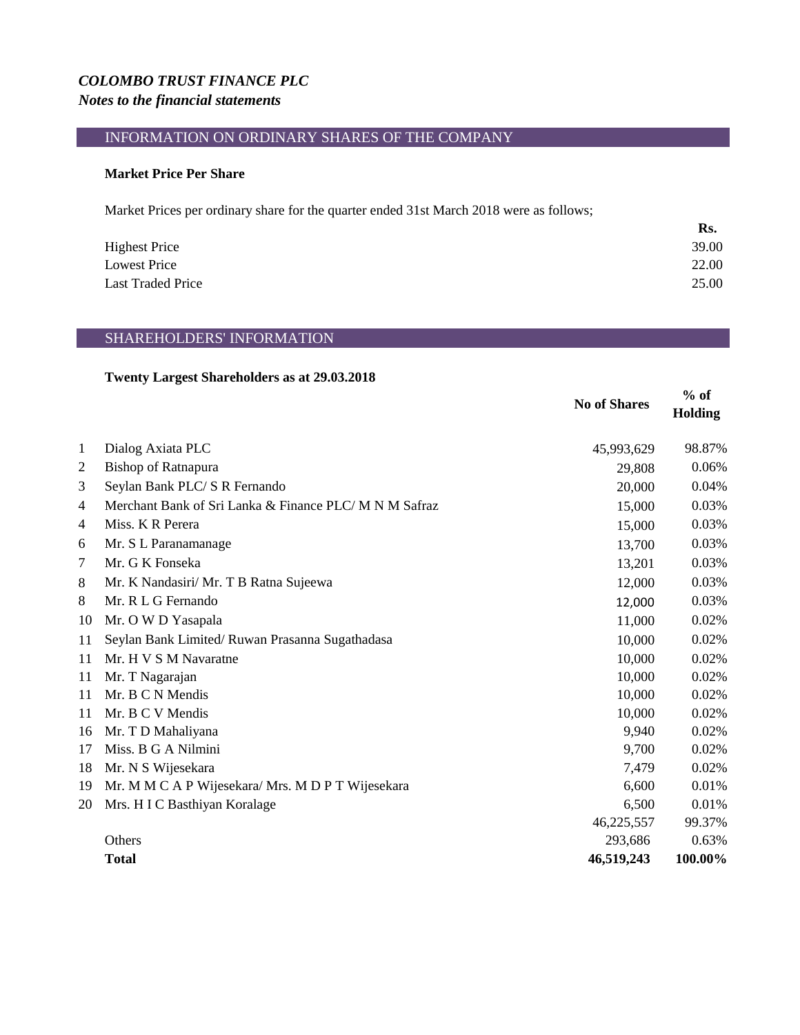*COLOMBO TRUST FINANCE PLC*
*Notes to the financial statements*

## INFORMATION ON ORDINARY SHARES OF THE COMPANY

### Market Price Per Share

Market Prices per ordinary share for the quarter ended 31st March 2018 were as follows;

| | Rs. |
|---|---|
| Highest Price | 39.00 |
| Lowest Price | 22.00 |
| Last Traded Price | 25.00 |

## SHAREHOLDERS' INFORMATION

### Twenty Largest Shareholders as at 29.03.2018

| | | No of Shares | % of Holding |
|---|---|---|---|
| 1 | Dialog Axiata PLC | 45,993,629 | 98.87% |
| 2 | Bishop of Ratnapura | 29,808 | 0.06% |
| 3 | Seylan Bank PLC/ S R Fernando | 20,000 | 0.04% |
| 4 | Merchant Bank of Sri Lanka & Finance PLC/ M N M Safraz | 15,000 | 0.03% |
| 4 | Miss. K R Perera | 15,000 | 0.03% |
| 6 | Mr. S L Paranamanage | 13,700 | 0.03% |
| 7 | Mr. G K Fonseka | 13,201 | 0.03% |
| 8 | Mr. K Nandasiri/ Mr. T B Ratna Sujeewa | 12,000 | 0.03% |
| 8 | Mr. R L G Fernando | 12,000 | 0.03% |
| 10 | Mr. O W D Yasapala | 11,000 | 0.02% |
| 11 | Seylan Bank Limited/ Ruwan Prasanna Sugathadasa | 10,000 | 0.02% |
| 11 | Mr. H V S M Navaratne | 10,000 | 0.02% |
| 11 | Mr. T Nagarajan | 10,000 | 0.02% |
| 11 | Mr. B C N Mendis | 10,000 | 0.02% |
| 11 | Mr. B C V Mendis | 10,000 | 0.02% |
| 16 | Mr. T D Mahaliyana | 9,940 | 0.02% |
| 17 | Miss. B G A Nilmini | 9,700 | 0.02% |
| 18 | Mr. N S Wijesekara | 7,479 | 0.02% |
| 19 | Mr. M M C A P Wijesekara/ Mrs. M D P T Wijesekara | 6,600 | 0.01% |
| 20 | Mrs. H I C Basthiyan Koralage | 6,500 | 0.01% |
| | | 46,225,557 | 99.37% |
| | Others | 293,686 | 0.63% |
| | **Total** | **46,519,243** | **100.00%** |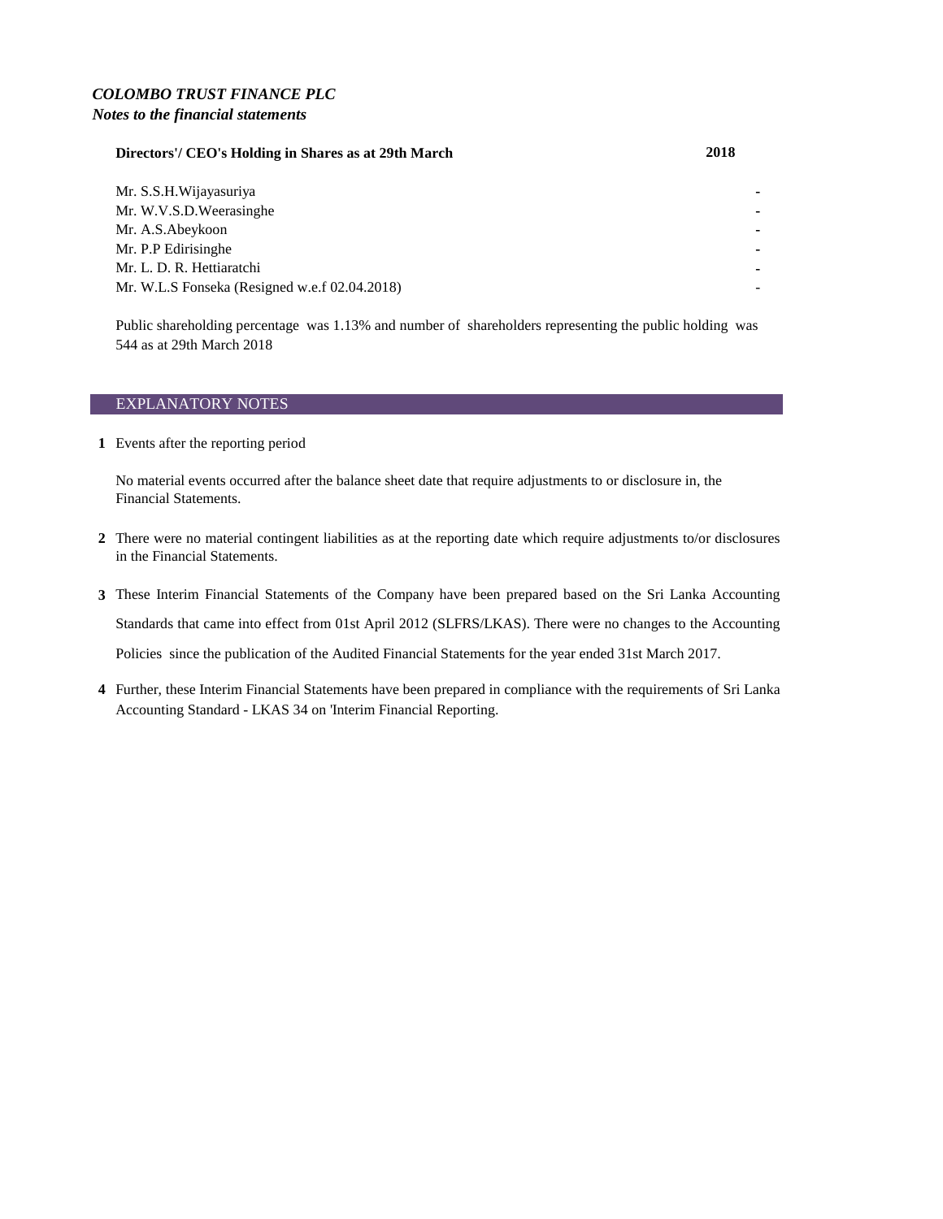***COLOMBO TRUST FINANCE PLC***
***Notes to the financial statements***

| **Directors'/ CEO's Holding in Shares as at 29th March** | **2018** |
|---|---|
| Mr. S.S.H.Wijayasuriya | - |
| Mr. W.V.S.D.Weerasinghe | - |
| Mr. A.S.Abeykoon | - |
| Mr. P.P Edirisinghe | - |
| Mr. L. D. R. Hettiaratchi | - |
| Mr. W.L.S Fonseka (Resigned w.e.f 02.04.2018) | - |

Public shareholding percentage was 1.13% and number of shareholders representing the public holding was 544 as at 29th March 2018

## EXPLANATORY NOTES

**1** Events after the reporting period

No material events occurred after the balance sheet date that require adjustments to or disclosure in, the Financial Statements.

**2** There were no material contingent liabilities as at the reporting date which require adjustments to/or disclosures in the Financial Statements.

**3** These Interim Financial Statements of the Company have been prepared based on the Sri Lanka Accounting Standards that came into effect from 01st April 2012 (SLFRS/LKAS). There were no changes to the Accounting Policies since the publication of the Audited Financial Statements for the year ended 31st March 2017.

**4** Further, these Interim Financial Statements have been prepared in compliance with the requirements of Sri Lanka Accounting Standard - LKAS 34 on 'Interim Financial Reporting.